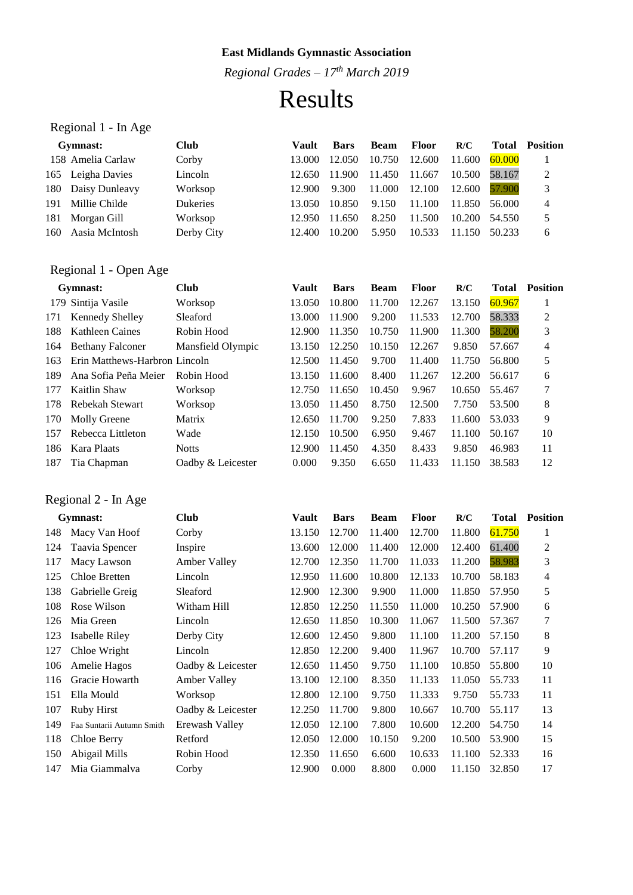**East Midlands Gymnastic Association**

*Regional Grades – 17th March 2019*

# Results

## Regional 1 - In Age

| Gymnast: | | Club | Vault | Bars | Beam | Floor | R/C | Total | Position |
|---|---|---|---|---|---|---|---|---|---|
| 158 | Amelia Carlaw | Corby | 13.000 | 12.050 | 10.750 | 12.600 | 11.600 | 60.000 | 1 |
| 165 | Leigha Davies | Lincoln | 12.650 | 11.900 | 11.450 | 11.667 | 10.500 | 58.167 | 2 |
| 180 | Daisy Dunleavy | Worksop | 12.900 | 9.300 | 11.000 | 12.100 | 12.600 | 57.900 | 3 |
| 191 | Millie Childe | Dukeries | 13.050 | 10.850 | 9.150 | 11.100 | 11.850 | 56.000 | 4 |
| 181 | Morgan Gill | Worksop | 12.950 | 11.650 | 8.250 | 11.500 | 10.200 | 54.550 | 5 |
| 160 | Aasia McIntosh | Derby City | 12.400 | 10.200 | 5.950 | 10.533 | 11.150 | 50.233 | 6 |

## Regional 1 - Open Age

| Gymnast: | | Club | Vault | Bars | Beam | Floor | R/C | Total | Position |
|---|---|---|---|---|---|---|---|---|---|
| 179 | Sintija Vasile | Worksop | 13.050 | 10.800 | 11.700 | 12.267 | 13.150 | 60.967 | 1 |
| 171 | Kennedy Shelley | Sleaford | 13.000 | 11.900 | 9.200 | 11.533 | 12.700 | 58.333 | 2 |
| 188 | Kathleen Caines | Robin Hood | 12.900 | 11.350 | 10.750 | 11.900 | 11.300 | 58.200 | 3 |
| 164 | Bethany Falconer | Mansfield Olympic | 13.150 | 12.250 | 10.150 | 12.267 | 9.850 | 57.667 | 4 |
| 163 | Erin Matthews-Harbron | Lincoln | 12.500 | 11.450 | 9.700 | 11.400 | 11.750 | 56.800 | 5 |
| 189 | Ana Sofia Peña Meier | Robin Hood | 13.150 | 11.600 | 8.400 | 11.267 | 12.200 | 56.617 | 6 |
| 177 | Kaitlin Shaw | Worksop | 12.750 | 11.650 | 10.450 | 9.967 | 10.650 | 55.467 | 7 |
| 178 | Rebekah Stewart | Worksop | 13.050 | 11.450 | 8.750 | 12.500 | 7.750 | 53.500 | 8 |
| 170 | Molly Greene | Matrix | 12.650 | 11.700 | 9.250 | 7.833 | 11.600 | 53.033 | 9 |
| 157 | Rebecca Littleton | Wade | 12.150 | 10.500 | 6.950 | 9.467 | 11.100 | 50.167 | 10 |
| 186 | Kara Plaats | Notts | 12.900 | 11.450 | 4.350 | 8.433 | 9.850 | 46.983 | 11 |
| 187 | Tia Chapman | Oadby & Leicester | 0.000 | 9.350 | 6.650 | 11.433 | 11.150 | 38.583 | 12 |

## Regional 2 - In Age

| Gymnast: | | Club | Vault | Bars | Beam | Floor | R/C | Total | Position |
|---|---|---|---|---|---|---|---|---|---|
| 148 | Macy Van Hoof | Corby | 13.150 | 12.700 | 11.400 | 12.700 | 11.800 | 61.750 | 1 |
| 124 | Taavia Spencer | Inspire | 13.600 | 12.000 | 11.400 | 12.000 | 12.400 | 61.400 | 2 |
| 117 | Macy Lawson | Amber Valley | 12.700 | 12.350 | 11.700 | 11.033 | 11.200 | 58.983 | 3 |
| 125 | Chloe Bretten | Lincoln | 12.950 | 11.600 | 10.800 | 12.133 | 10.700 | 58.183 | 4 |
| 138 | Gabrielle Greig | Sleaford | 12.900 | 12.300 | 9.900 | 11.000 | 11.850 | 57.950 | 5 |
| 108 | Rose Wilson | Witham Hill | 12.850 | 12.250 | 11.550 | 11.000 | 10.250 | 57.900 | 6 |
| 126 | Mia Green | Lincoln | 12.650 | 11.850 | 10.300 | 11.067 | 11.500 | 57.367 | 7 |
| 123 | Isabelle Riley | Derby City | 12.600 | 12.450 | 9.800 | 11.100 | 11.200 | 57.150 | 8 |
| 127 | Chloe Wright | Lincoln | 12.850 | 12.200 | 9.400 | 11.967 | 10.700 | 57.117 | 9 |
| 106 | Amelie Hagos | Oadby & Leicester | 12.650 | 11.450 | 9.750 | 11.100 | 10.850 | 55.800 | 10 |
| 116 | Gracie Howarth | Amber Valley | 13.100 | 12.100 | 8.350 | 11.133 | 11.050 | 55.733 | 11 |
| 151 | Ella Mould | Worksop | 12.800 | 12.100 | 9.750 | 11.333 | 9.750 | 55.733 | 11 |
| 107 | Ruby Hirst | Oadby & Leicester | 12.250 | 11.700 | 9.800 | 10.667 | 10.700 | 55.117 | 13 |
| 149 | Faa Suntarii Autumn Smith | Erewash Valley | 12.050 | 12.100 | 7.800 | 10.600 | 12.200 | 54.750 | 14 |
| 118 | Chloe Berry | Retford | 12.050 | 12.000 | 10.150 | 9.200 | 10.500 | 53.900 | 15 |
| 150 | Abigail Mills | Robin Hood | 12.350 | 11.650 | 6.600 | 10.633 | 11.100 | 52.333 | 16 |
| 147 | Mia Giammalva | Corby | 12.900 | 0.000 | 8.800 | 0.000 | 11.150 | 32.850 | 17 |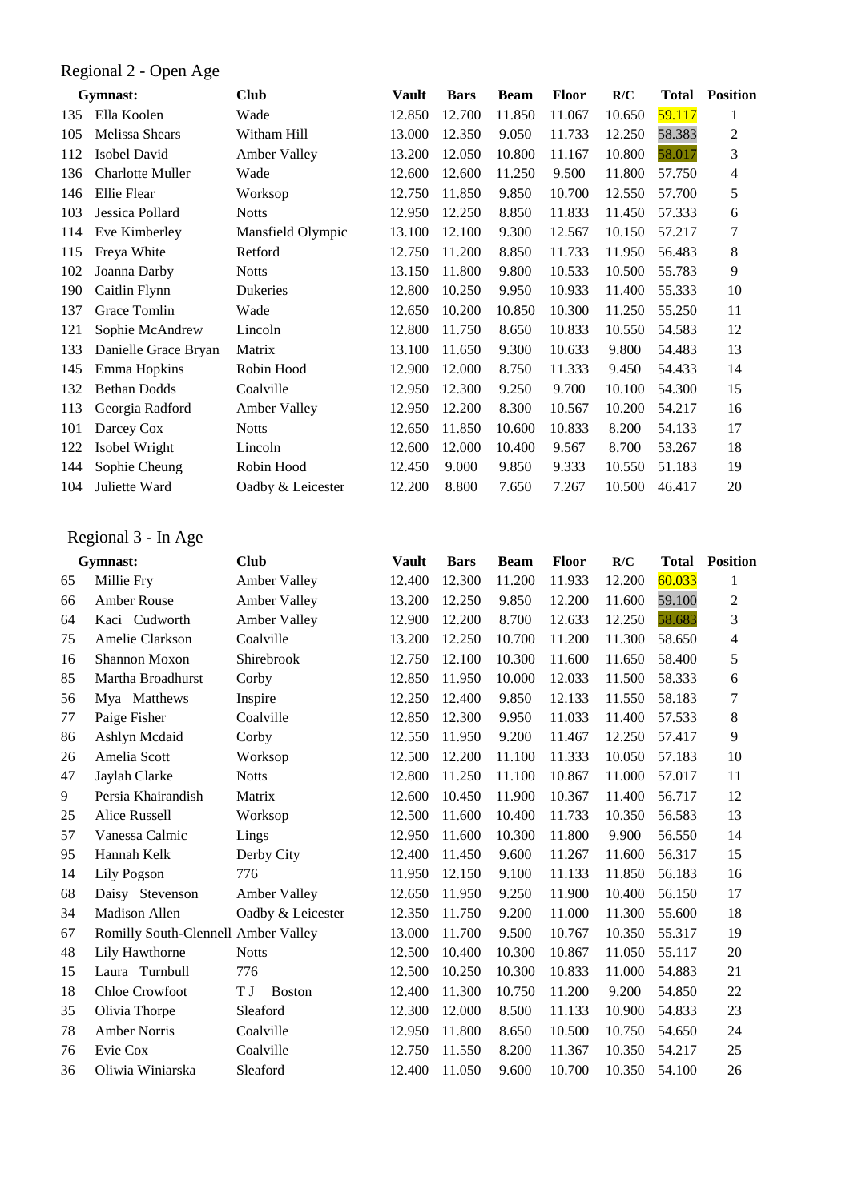## Regional 2 - Open Age

| | Gymnast: | Club | Vault | Bars | Beam | Floor | R/C | Total | Position |
|---|---|---|---|---|---|---|---|---|---|
| 135 | Ella Koolen | Wade | 12.850 | 12.700 | 11.850 | 11.067 | 10.650 | 59.117 | 1 |
| 105 | Melissa Shears | Witham Hill | 13.000 | 12.350 | 9.050 | 11.733 | 12.250 | 58.383 | 2 |
| 112 | Isobel David | Amber Valley | 13.200 | 12.050 | 10.800 | 11.167 | 10.800 | 58.017 | 3 |
| 136 | Charlotte Muller | Wade | 12.600 | 12.600 | 11.250 | 9.500 | 11.800 | 57.750 | 4 |
| 146 | Ellie Flear | Worksop | 12.750 | 11.850 | 9.850 | 10.700 | 12.550 | 57.700 | 5 |
| 103 | Jessica Pollard | Notts | 12.950 | 12.250 | 8.850 | 11.833 | 11.450 | 57.333 | 6 |
| 114 | Eve Kimberley | Mansfield Olympic | 13.100 | 12.100 | 9.300 | 12.567 | 10.150 | 57.217 | 7 |
| 115 | Freya White | Retford | 12.750 | 11.200 | 8.850 | 11.733 | 11.950 | 56.483 | 8 |
| 102 | Joanna Darby | Notts | 13.150 | 11.800 | 9.800 | 10.533 | 10.500 | 55.783 | 9 |
| 190 | Caitlin Flynn | Dukeries | 12.800 | 10.250 | 9.950 | 10.933 | 11.400 | 55.333 | 10 |
| 137 | Grace Tomlin | Wade | 12.650 | 10.200 | 10.850 | 10.300 | 11.250 | 55.250 | 11 |
| 121 | Sophie McAndrew | Lincoln | 12.800 | 11.750 | 8.650 | 10.833 | 10.550 | 54.583 | 12 |
| 133 | Danielle Grace Bryan | Matrix | 13.100 | 11.650 | 9.300 | 10.633 | 9.800 | 54.483 | 13 |
| 145 | Emma Hopkins | Robin Hood | 12.900 | 12.000 | 8.750 | 11.333 | 9.450 | 54.433 | 14 |
| 132 | Bethan Dodds | Coalville | 12.950 | 12.300 | 9.250 | 9.700 | 10.100 | 54.300 | 15 |
| 113 | Georgia Radford | Amber Valley | 12.950 | 12.200 | 8.300 | 10.567 | 10.200 | 54.217 | 16 |
| 101 | Darcey Cox | Notts | 12.650 | 11.850 | 10.600 | 10.833 | 8.200 | 54.133 | 17 |
| 122 | Isobel Wright | Lincoln | 12.600 | 12.000 | 10.400 | 9.567 | 8.700 | 53.267 | 18 |
| 144 | Sophie Cheung | Robin Hood | 12.450 | 9.000 | 9.850 | 9.333 | 10.550 | 51.183 | 19 |
| 104 | Juliette Ward | Oadby & Leicester | 12.200 | 8.800 | 7.650 | 7.267 | 10.500 | 46.417 | 20 |

## Regional 3 - In Age

| | Gymnast: | Club | Vault | Bars | Beam | Floor | R/C | Total | Position |
|---|---|---|---|---|---|---|---|---|---|
| 65 | Millie Fry | Amber Valley | 12.400 | 12.300 | 11.200 | 11.933 | 12.200 | 60.033 | 1 |
| 66 | Amber Rouse | Amber Valley | 13.200 | 12.250 | 9.850 | 12.200 | 11.600 | 59.100 | 2 |
| 64 | Kaci Cudworth | Amber Valley | 12.900 | 12.200 | 8.700 | 12.633 | 12.250 | 58.683 | 3 |
| 75 | Amelie Clarkson | Coalville | 13.200 | 12.250 | 10.700 | 11.200 | 11.300 | 58.650 | 4 |
| 16 | Shannon Moxon | Shirebrook | 12.750 | 12.100 | 10.300 | 11.600 | 11.650 | 58.400 | 5 |
| 85 | Martha Broadhurst | Corby | 12.850 | 11.950 | 10.000 | 12.033 | 11.500 | 58.333 | 6 |
| 56 | Mya Matthews | Inspire | 12.250 | 12.400 | 9.850 | 12.133 | 11.550 | 58.183 | 7 |
| 77 | Paige Fisher | Coalville | 12.850 | 12.300 | 9.950 | 11.033 | 11.400 | 57.533 | 8 |
| 86 | Ashlyn Mcdaid | Corby | 12.550 | 11.950 | 9.200 | 11.467 | 12.250 | 57.417 | 9 |
| 26 | Amelia Scott | Worksop | 12.500 | 12.200 | 11.100 | 11.333 | 10.050 | 57.183 | 10 |
| 47 | Jaylah Clarke | Notts | 12.800 | 11.250 | 11.100 | 10.867 | 11.000 | 57.017 | 11 |
| 9 | Persia Khairandish | Matrix | 12.600 | 10.450 | 11.900 | 10.367 | 11.400 | 56.717 | 12 |
| 25 | Alice Russell | Worksop | 12.500 | 11.600 | 10.400 | 11.733 | 10.350 | 56.583 | 13 |
| 57 | Vanessa Calmic | Lings | 12.950 | 11.600 | 10.300 | 11.800 | 9.900 | 56.550 | 14 |
| 95 | Hannah Kelk | Derby City | 12.400 | 11.450 | 9.600 | 11.267 | 11.600 | 56.317 | 15 |
| 14 | Lily Pogson | 776 | 11.950 | 12.150 | 9.100 | 11.133 | 11.850 | 56.183 | 16 |
| 68 | Daisy Stevenson | Amber Valley | 12.650 | 11.950 | 9.250 | 11.900 | 10.400 | 56.150 | 17 |
| 34 | Madison Allen | Oadby & Leicester | 12.350 | 11.750 | 9.200 | 11.000 | 11.300 | 55.600 | 18 |
| 67 | Romilly South-Clennell | Amber Valley | 13.000 | 11.700 | 9.500 | 10.767 | 10.350 | 55.317 | 19 |
| 48 | Lily Hawthorne | Notts | 12.500 | 10.400 | 10.300 | 10.867 | 11.050 | 55.117 | 20 |
| 15 | Laura Turnbull | 776 | 12.500 | 10.250 | 10.300 | 10.833 | 11.000 | 54.883 | 21 |
| 18 | Chloe Crowfoot | T J Boston | 12.400 | 11.300 | 10.750 | 11.200 | 9.200 | 54.850 | 22 |
| 35 | Olivia Thorpe | Sleaford | 12.300 | 12.000 | 8.500 | 11.133 | 10.900 | 54.833 | 23 |
| 78 | Amber Norris | Coalville | 12.950 | 11.800 | 8.650 | 10.500 | 10.750 | 54.650 | 24 |
| 76 | Evie Cox | Coalville | 12.750 | 11.550 | 8.200 | 11.367 | 10.350 | 54.217 | 25 |
| 36 | Oliwia Winiarska | Sleaford | 12.400 | 11.050 | 9.600 | 10.700 | 10.350 | 54.100 | 26 |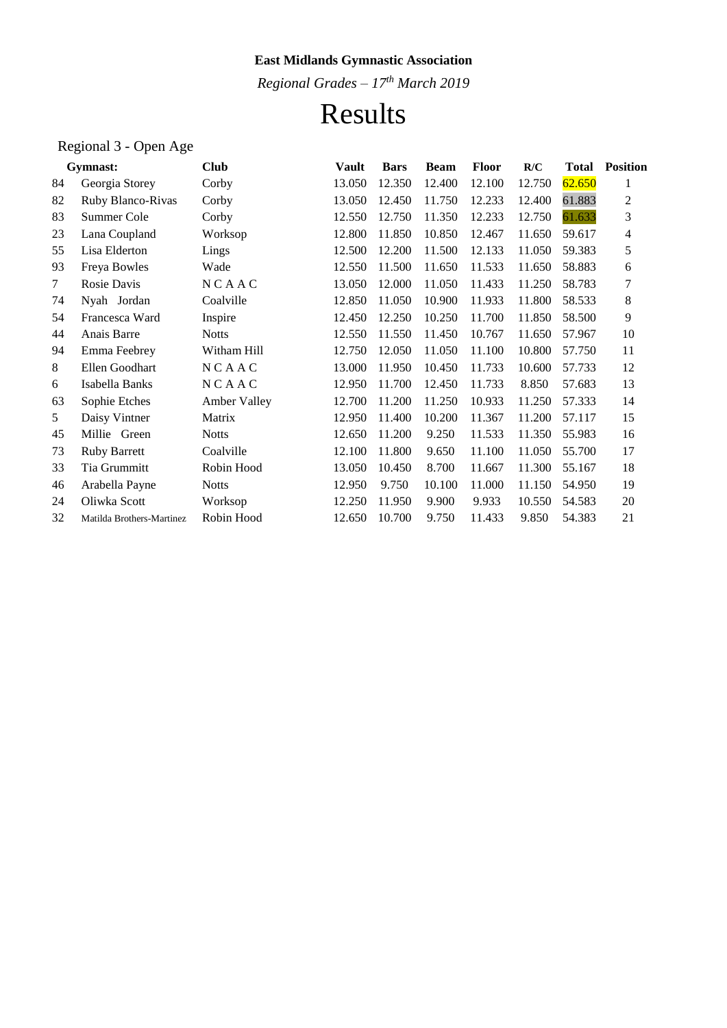**East Midlands Gymnastic Association**

*Regional Grades – 17th March 2019*

# Results

## Regional 3 - Open Age

| | Gymnast: | Club | Vault | Bars | Beam | Floor | R/C | Total | Position |
|---|---|---|---|---|---|---|---|---|---|
| 84 | Georgia Storey | Corby | 13.050 | 12.350 | 12.400 | 12.100 | 12.750 | 62.650 | 1 |
| 82 | Ruby Blanco-Rivas | Corby | 13.050 | 12.450 | 11.750 | 12.233 | 12.400 | 61.883 | 2 |
| 83 | Summer Cole | Corby | 12.550 | 12.750 | 11.350 | 12.233 | 12.750 | 61.633 | 3 |
| 23 | Lana Coupland | Worksop | 12.800 | 11.850 | 10.850 | 12.467 | 11.650 | 59.617 | 4 |
| 55 | Lisa Elderton | Lings | 12.500 | 12.200 | 11.500 | 12.133 | 11.050 | 59.383 | 5 |
| 93 | Freya Bowles | Wade | 12.550 | 11.500 | 11.650 | 11.533 | 11.650 | 58.883 | 6 |
| 7 | Rosie Davis | N C A A C | 13.050 | 12.000 | 11.050 | 11.433 | 11.250 | 58.783 | 7 |
| 74 | Nyah Jordan | Coalville | 12.850 | 11.050 | 10.900 | 11.933 | 11.800 | 58.533 | 8 |
| 54 | Francesca Ward | Inspire | 12.450 | 12.250 | 10.250 | 11.700 | 11.850 | 58.500 | 9 |
| 44 | Anais Barre | Notts | 12.550 | 11.550 | 11.450 | 10.767 | 11.650 | 57.967 | 10 |
| 94 | Emma Feebrey | Witham Hill | 12.750 | 12.050 | 11.050 | 11.100 | 10.800 | 57.750 | 11 |
| 8 | Ellen Goodhart | N C A A C | 13.000 | 11.950 | 10.450 | 11.733 | 10.600 | 57.733 | 12 |
| 6 | Isabella Banks | N C A A C | 12.950 | 11.700 | 12.450 | 11.733 | 8.850 | 57.683 | 13 |
| 63 | Sophie Etches | Amber Valley | 12.700 | 11.200 | 11.250 | 10.933 | 11.250 | 57.333 | 14 |
| 5 | Daisy Vintner | Matrix | 12.950 | 11.400 | 10.200 | 11.367 | 11.200 | 57.117 | 15 |
| 45 | Millie Green | Notts | 12.650 | 11.200 | 9.250 | 11.533 | 11.350 | 55.983 | 16 |
| 73 | Ruby Barrett | Coalville | 12.100 | 11.800 | 9.650 | 11.100 | 11.050 | 55.700 | 17 |
| 33 | Tia Grummitt | Robin Hood | 13.050 | 10.450 | 8.700 | 11.667 | 11.300 | 55.167 | 18 |
| 46 | Arabella Payne | Notts | 12.950 | 9.750 | 10.100 | 11.000 | 11.150 | 54.950 | 19 |
| 24 | Oliwka Scott | Worksop | 12.250 | 11.950 | 9.900 | 9.933 | 10.550 | 54.583 | 20 |
| 32 | Matilda Brothers-Martinez | Robin Hood | 12.650 | 10.700 | 9.750 | 11.433 | 9.850 | 54.383 | 21 |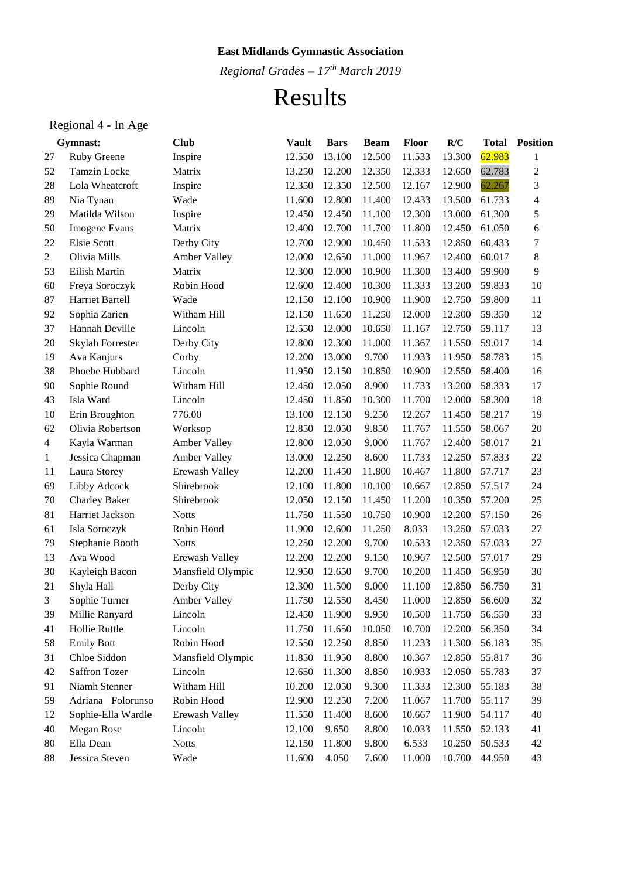**East Midlands Gymnastic Association**

*Regional Grades – 17th March 2019*

# Results

Regional 4 - In Age

| | Gymnast: | Club | Vault | Bars | Beam | Floor | R/C | Total | Position |
|---|---|---|---|---|---|---|---|---|---|
| 27 | Ruby Greene | Inspire | 12.550 | 13.100 | 12.500 | 11.533 | 13.300 | 62.983 | 1 |
| 52 | Tamzin Locke | Matrix | 13.250 | 12.200 | 12.350 | 12.333 | 12.650 | 62.783 | 2 |
| 28 | Lola Wheatcroft | Inspire | 12.350 | 12.350 | 12.500 | 12.167 | 12.900 | 62.267 | 3 |
| 89 | Nia Tynan | Wade | 11.600 | 12.800 | 11.400 | 12.433 | 13.500 | 61.733 | 4 |
| 29 | Matilda Wilson | Inspire | 12.450 | 12.450 | 11.100 | 12.300 | 13.000 | 61.300 | 5 |
| 50 | Imogene Evans | Matrix | 12.400 | 12.700 | 11.700 | 11.800 | 12.450 | 61.050 | 6 |
| 22 | Elsie Scott | Derby City | 12.700 | 12.900 | 10.450 | 11.533 | 12.850 | 60.433 | 7 |
| 2 | Olivia Mills | Amber Valley | 12.000 | 12.650 | 11.000 | 11.967 | 12.400 | 60.017 | 8 |
| 53 | Eilish Martin | Matrix | 12.300 | 12.000 | 10.900 | 11.300 | 13.400 | 59.900 | 9 |
| 60 | Freya Soroczyk | Robin Hood | 12.600 | 12.400 | 10.300 | 11.333 | 13.200 | 59.833 | 10 |
| 87 | Harriet Bartell | Wade | 12.150 | 12.100 | 10.900 | 11.900 | 12.750 | 59.800 | 11 |
| 92 | Sophia Zarien | Witham Hill | 12.150 | 11.650 | 11.250 | 12.000 | 12.300 | 59.350 | 12 |
| 37 | Hannah Deville | Lincoln | 12.550 | 12.000 | 10.650 | 11.167 | 12.750 | 59.117 | 13 |
| 20 | Skylah Forrester | Derby City | 12.800 | 12.300 | 11.000 | 11.367 | 11.550 | 59.017 | 14 |
| 19 | Ava Kanjurs | Corby | 12.200 | 13.000 | 9.700 | 11.933 | 11.950 | 58.783 | 15 |
| 38 | Phoebe Hubbard | Lincoln | 11.950 | 12.150 | 10.850 | 10.900 | 12.550 | 58.400 | 16 |
| 90 | Sophie Round | Witham Hill | 12.450 | 12.050 | 8.900 | 11.733 | 13.200 | 58.333 | 17 |
| 43 | Isla Ward | Lincoln | 12.450 | 11.850 | 10.300 | 11.700 | 12.000 | 58.300 | 18 |
| 10 | Erin Broughton | 776.00 | 13.100 | 12.150 | 9.250 | 12.267 | 11.450 | 58.217 | 19 |
| 62 | Olivia Robertson | Worksop | 12.850 | 12.050 | 9.850 | 11.767 | 11.550 | 58.067 | 20 |
| 4 | Kayla Warman | Amber Valley | 12.800 | 12.050 | 9.000 | 11.767 | 12.400 | 58.017 | 21 |
| 1 | Jessica Chapman | Amber Valley | 13.000 | 12.250 | 8.600 | 11.733 | 12.250 | 57.833 | 22 |
| 11 | Laura Storey | Erewash Valley | 12.200 | 11.450 | 11.800 | 10.467 | 11.800 | 57.717 | 23 |
| 69 | Libby Adcock | Shirebrook | 12.100 | 11.800 | 10.100 | 10.667 | 12.850 | 57.517 | 24 |
| 70 | Charley Baker | Shirebrook | 12.050 | 12.150 | 11.450 | 11.200 | 10.350 | 57.200 | 25 |
| 81 | Harriet Jackson | Notts | 11.750 | 11.550 | 10.750 | 10.900 | 12.200 | 57.150 | 26 |
| 61 | Isla Soroczyk | Robin Hood | 11.900 | 12.600 | 11.250 | 8.033 | 13.250 | 57.033 | 27 |
| 79 | Stephanie Booth | Notts | 12.250 | 12.200 | 9.700 | 10.533 | 12.350 | 57.033 | 27 |
| 13 | Ava Wood | Erewash Valley | 12.200 | 12.200 | 9.150 | 10.967 | 12.500 | 57.017 | 29 |
| 30 | Kayleigh Bacon | Mansfield Olympic | 12.950 | 12.650 | 9.700 | 10.200 | 11.450 | 56.950 | 30 |
| 21 | Shyla Hall | Derby City | 12.300 | 11.500 | 9.000 | 11.100 | 12.850 | 56.750 | 31 |
| 3 | Sophie Turner | Amber Valley | 11.750 | 12.550 | 8.450 | 11.000 | 12.850 | 56.600 | 32 |
| 39 | Millie Ranyard | Lincoln | 12.450 | 11.900 | 9.950 | 10.500 | 11.750 | 56.550 | 33 |
| 41 | Hollie Ruttle | Lincoln | 11.750 | 11.650 | 10.050 | 10.700 | 12.200 | 56.350 | 34 |
| 58 | Emily Bott | Robin Hood | 12.550 | 12.250 | 8.850 | 11.233 | 11.300 | 56.183 | 35 |
| 31 | Chloe Siddon | Mansfield Olympic | 11.850 | 11.950 | 8.800 | 10.367 | 12.850 | 55.817 | 36 |
| 42 | Saffron Tozer | Lincoln | 12.650 | 11.300 | 8.850 | 10.933 | 12.050 | 55.783 | 37 |
| 91 | Niamh Stenner | Witham Hill | 10.200 | 12.050 | 9.300 | 11.333 | 12.300 | 55.183 | 38 |
| 59 | Adriana Folorunso | Robin Hood | 12.900 | 12.250 | 7.200 | 11.067 | 11.700 | 55.117 | 39 |
| 12 | Sophie-Ella Wardle | Erewash Valley | 11.550 | 11.400 | 8.600 | 10.667 | 11.900 | 54.117 | 40 |
| 40 | Megan Rose | Lincoln | 12.100 | 9.650 | 8.800 | 10.033 | 11.550 | 52.133 | 41 |
| 80 | Ella Dean | Notts | 12.150 | 11.800 | 9.800 | 6.533 | 10.250 | 50.533 | 42 |
| 88 | Jessica Steven | Wade | 11.600 | 4.050 | 7.600 | 11.000 | 10.700 | 44.950 | 43 |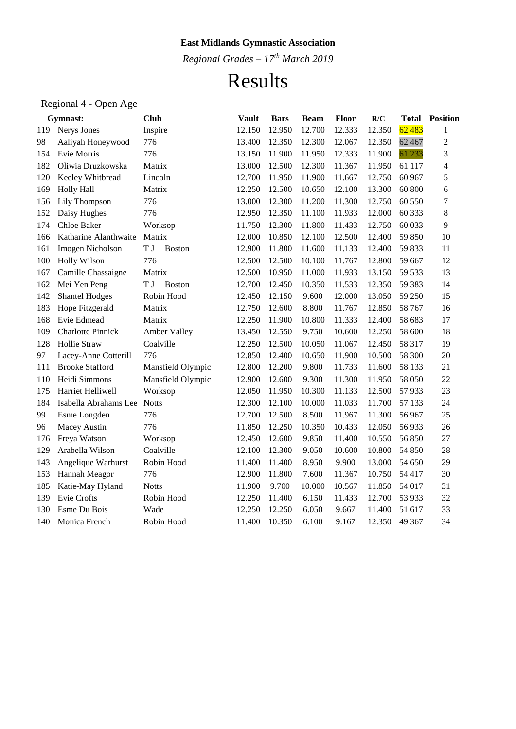**East Midlands Gymnastic Association**

*Regional Grades – 17th March 2019*

# Results

Regional 4 - Open Age

| Gymnast: | | Club | Vault | Bars | Beam | Floor | R/C | Total | Position |
|---|---|---|---|---|---|---|---|---|---|
| 119 | Nerys Jones | Inspire | 12.150 | 12.950 | 12.700 | 12.333 | 12.350 | 62.483 | 1 |
| 98 | Aaliyah Honeywood | 776 | 13.400 | 12.350 | 12.300 | 12.067 | 12.350 | 62.467 | 2 |
| 154 | Evie Morris | 776 | 13.150 | 11.900 | 11.950 | 12.333 | 11.900 | 61.233 | 3 |
| 182 | Oliwia Druzkowska | Matrix | 13.000 | 12.500 | 12.300 | 11.367 | 11.950 | 61.117 | 4 |
| 120 | Keeley Whitbread | Lincoln | 12.700 | 11.950 | 11.900 | 11.667 | 12.750 | 60.967 | 5 |
| 169 | Holly Hall | Matrix | 12.250 | 12.500 | 10.650 | 12.100 | 13.300 | 60.800 | 6 |
| 156 | Lily Thompson | 776 | 13.000 | 12.300 | 11.200 | 11.300 | 12.750 | 60.550 | 7 |
| 152 | Daisy Hughes | 776 | 12.950 | 12.350 | 11.100 | 11.933 | 12.000 | 60.333 | 8 |
| 174 | Chloe Baker | Worksop | 11.750 | 12.300 | 11.800 | 11.433 | 12.750 | 60.033 | 9 |
| 166 | Katharine Alanthwaite | Matrix | 12.000 | 10.850 | 12.100 | 12.500 | 12.400 | 59.850 | 10 |
| 161 | Imogen Nicholson | T J Boston | 12.900 | 11.800 | 11.600 | 11.133 | 12.400 | 59.833 | 11 |
| 100 | Holly Wilson | 776 | 12.500 | 12.500 | 10.100 | 11.767 | 12.800 | 59.667 | 12 |
| 167 | Camille Chassaigne | Matrix | 12.500 | 10.950 | 11.000 | 11.933 | 13.150 | 59.533 | 13 |
| 162 | Mei Yen Peng | T J Boston | 12.700 | 12.450 | 10.350 | 11.533 | 12.350 | 59.383 | 14 |
| 142 | Shantel Hodges | Robin Hood | 12.450 | 12.150 | 9.600 | 12.000 | 13.050 | 59.250 | 15 |
| 183 | Hope Fitzgerald | Matrix | 12.750 | 12.600 | 8.800 | 11.767 | 12.850 | 58.767 | 16 |
| 168 | Evie Edmead | Matrix | 12.250 | 11.900 | 10.800 | 11.333 | 12.400 | 58.683 | 17 |
| 109 | Charlotte Pinnick | Amber Valley | 13.450 | 12.550 | 9.750 | 10.600 | 12.250 | 58.600 | 18 |
| 128 | Hollie Straw | Coalville | 12.250 | 12.500 | 10.050 | 11.067 | 12.450 | 58.317 | 19 |
| 97 | Lacey-Anne Cotterill | 776 | 12.850 | 12.400 | 10.650 | 11.900 | 10.500 | 58.300 | 20 |
| 111 | Brooke Stafford | Mansfield Olympic | 12.800 | 12.200 | 9.800 | 11.733 | 11.600 | 58.133 | 21 |
| 110 | Heidi Simmons | Mansfield Olympic | 12.900 | 12.600 | 9.300 | 11.300 | 11.950 | 58.050 | 22 |
| 175 | Harriet Helliwell | Worksop | 12.050 | 11.950 | 10.300 | 11.133 | 12.500 | 57.933 | 23 |
| 184 | Isabella Abrahams Lee | Notts | 12.300 | 12.100 | 10.000 | 11.033 | 11.700 | 57.133 | 24 |
| 99 | Esme Longden | 776 | 12.700 | 12.500 | 8.500 | 11.967 | 11.300 | 56.967 | 25 |
| 96 | Macey Austin | 776 | 11.850 | 12.250 | 10.350 | 10.433 | 12.050 | 56.933 | 26 |
| 176 | Freya Watson | Worksop | 12.450 | 12.600 | 9.850 | 11.400 | 10.550 | 56.850 | 27 |
| 129 | Arabella Wilson | Coalville | 12.100 | 12.300 | 9.050 | 10.600 | 10.800 | 54.850 | 28 |
| 143 | Angelique Warhurst | Robin Hood | 11.400 | 11.400 | 8.950 | 9.900 | 13.000 | 54.650 | 29 |
| 153 | Hannah Meagor | 776 | 12.900 | 11.800 | 7.600 | 11.367 | 10.750 | 54.417 | 30 |
| 185 | Katie-May Hyland | Notts | 11.900 | 9.700 | 10.000 | 10.567 | 11.850 | 54.017 | 31 |
| 139 | Evie Crofts | Robin Hood | 12.250 | 11.400 | 6.150 | 11.433 | 12.700 | 53.933 | 32 |
| 130 | Esme Du Bois | Wade | 12.250 | 12.250 | 6.050 | 9.667 | 11.400 | 51.617 | 33 |
| 140 | Monica French | Robin Hood | 11.400 | 10.350 | 6.100 | 9.167 | 12.350 | 49.367 | 34 |